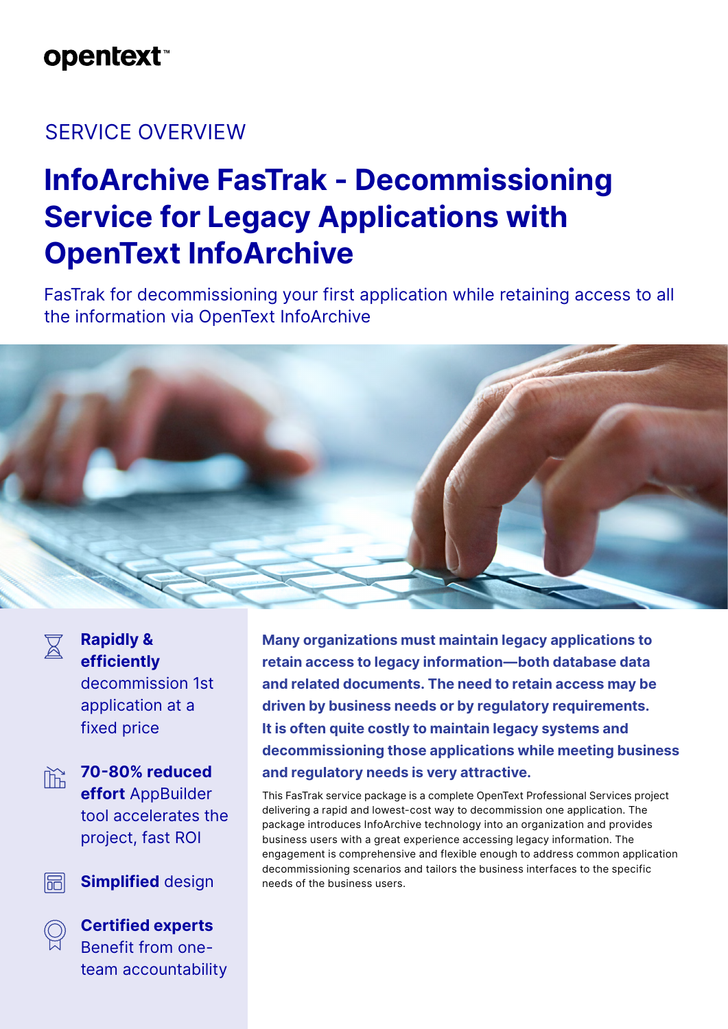opentext™

SERVICE OVERVIEW

# InfoArchive FasTrak - Decommissioning Service for Legacy Applications with OpenText InfoArchive

FasTrak for decommissioning your first application while retaining access to all the information via OpenText InfoArchive

**Rapidly & efficiently** decommission 1st application at a fixed price

**70-80% reduced effort** AppBuilder tool accelerates the project, fast ROI

**Simplified** design

**Certified experts** Benefit from one-team accountability

**Many organizations must maintain legacy applications to retain access to legacy information—both database data and related documents. The need to retain access may be driven by business needs or by regulatory requirements. It is often quite costly to maintain legacy systems and decommissioning those applications while meeting business and regulatory needs is very attractive.**

This FasTrak service package is a complete OpenText Professional Services project delivering a rapid and lowest-cost way to decommission one application. The package introduces InfoArchive technology into an organization and provides business users with a great experience accessing legacy information. The engagement is comprehensive and flexible enough to address common application decommissioning scenarios and tailors the business interfaces to the specific needs of the business users.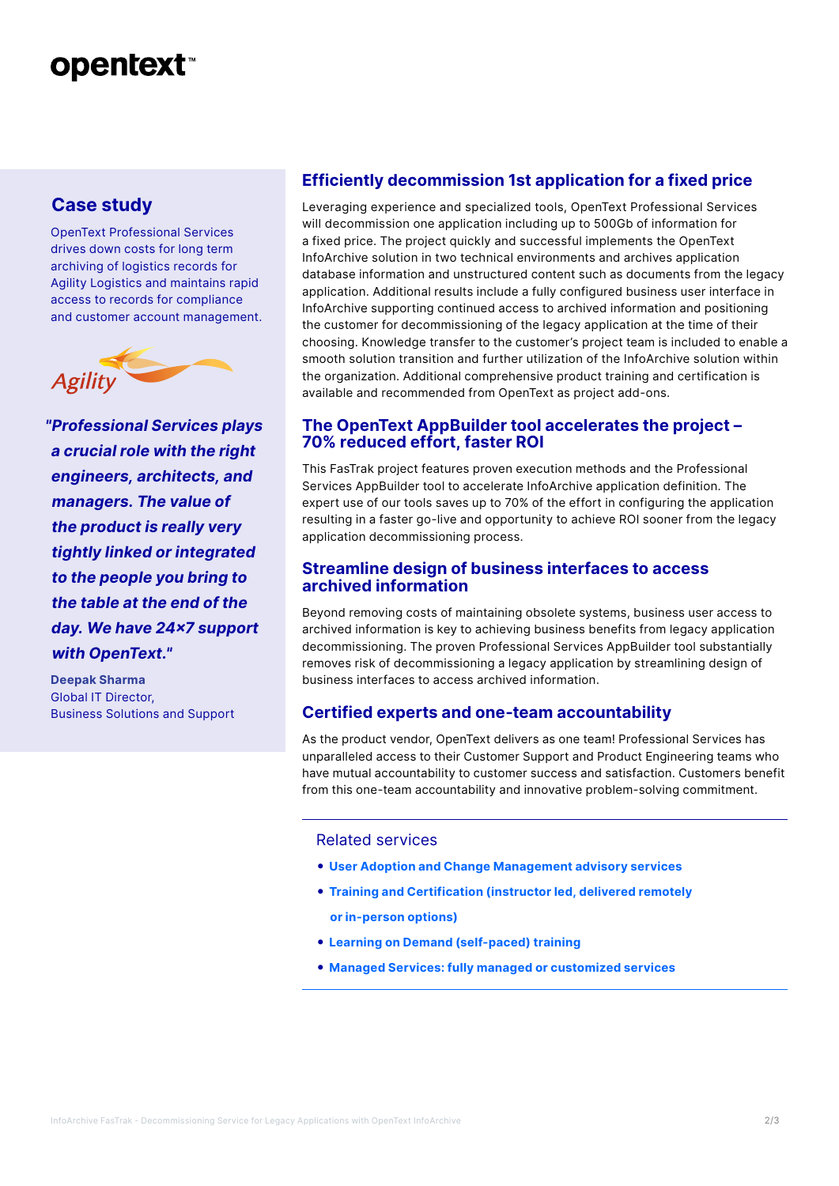## Case study

OpenText Professional Services drives down costs for long term archiving of logistics records for Agility Logistics and maintains rapid access to records for compliance and customer account management.

***"Professional Services plays a crucial role with the right engineers, architects, and managers. The value of the product is really very tightly linked or integrated to the people you bring to the table at the end of the day. We have 24×7 support with OpenText."***

**Deepak Sharma**
Global IT Director,
Business Solutions and Support

## Efficiently decommission 1st application for a fixed price

Leveraging experience and specialized tools, OpenText Professional Services will decommission one application including up to 500Gb of information for a fixed price. The project quickly and successful implements the OpenText InfoArchive solution in two technical environments and archives application database information and unstructured content such as documents from the legacy application. Additional results include a fully configured business user interface in InfoArchive supporting continued access to archived information and positioning the customer for decommissioning of the legacy application at the time of their choosing. Knowledge transfer to the customer's project team is included to enable a smooth solution transition and further utilization of the InfoArchive solution within the organization. Additional comprehensive product training and certification is available and recommended from OpenText as project add-ons.

## The OpenText AppBuilder tool accelerates the project – 70% reduced effort, faster ROI

This FasTrak project features proven execution methods and the Professional Services AppBuilder tool to accelerate InfoArchive application definition. The expert use of our tools saves up to 70% of the effort in configuring the application resulting in a faster go-live and opportunity to achieve ROI sooner from the legacy application decommissioning process.

## Streamline design of business interfaces to access archived information

Beyond removing costs of maintaining obsolete systems, business user access to archived information is key to achieving business benefits from legacy application decommissioning. The proven Professional Services AppBuilder tool substantially removes risk of decommissioning a legacy application by streamlining design of business interfaces to access archived information.

## Certified experts and one-team accountability

As the product vendor, OpenText delivers as one team! Professional Services has unparalleled access to their Customer Support and Product Engineering teams who have mutual accountability to customer success and satisfaction. Customers benefit from this one-team accountability and innovative problem-solving commitment.

### Related services

- **User Adoption and Change Management advisory services**
- **Training and Certification (instructor led, delivered remotely or in-person options)**
- **Learning on Demand (self-paced) training**
- **Managed Services: fully managed or customized services**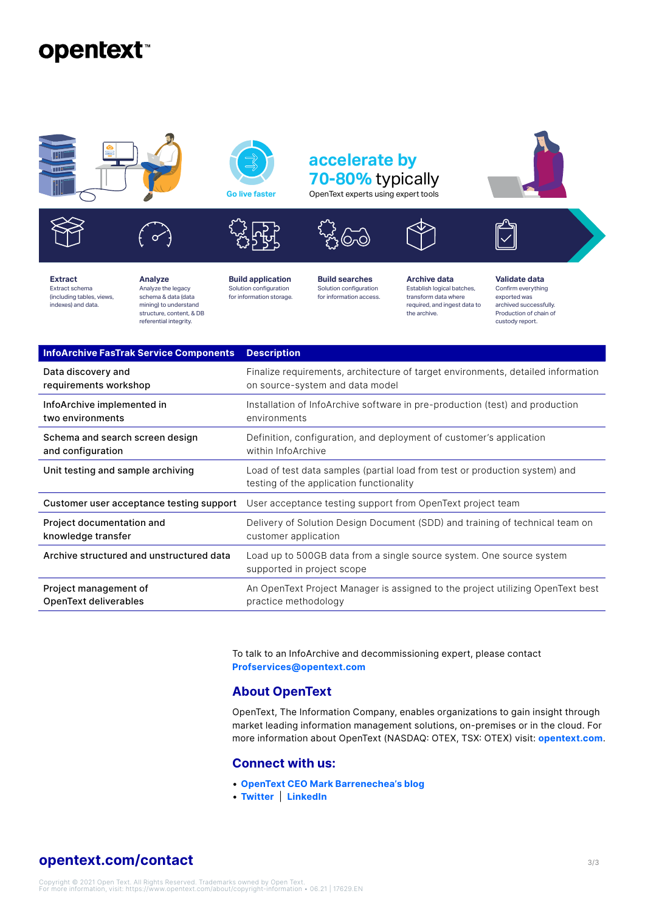opentext™

Go live faster

## accelerate by 70-80% typically

OpenText experts using expert tools

**Extract**
Extract schema (including tables, views, indexes) and data.

**Analyze**
Analyze the legacy schema & data (data mining) to understand structure, content, & DB referential integrity.

**Build application**
Solution configuration for information storage.

**Build searches**
Solution configuration for information access.

**Archive data**
Establish logical batches, transform data where required, and ingest data to the archive.

**Validate data**
Confirm everything exported was archived successfully. Production of chain of custody report.

| InfoArchive FasTrak Service Components | Description |
|---|---|
| Data discovery and requirements workshop | Finalize requirements, architecture of target environments, detailed information on source-system and data model |
| InfoArchive implemented in two environments | Installation of InfoArchive software in pre-production (test) and production environments |
| Schema and search screen design and configuration | Definition, configuration, and deployment of customer's application within InfoArchive |
| Unit testing and sample archiving | Load of test data samples (partial load from test or production system) and testing of the application functionality |
| Customer user acceptance testing support | User acceptance testing support from OpenText project team |
| Project documentation and knowledge transfer | Delivery of Solution Design Document (SDD) and training of technical team on customer application |
| Archive structured and unstructured data | Load up to 500GB data from a single source system. One source system supported in project scope |
| Project management of OpenText deliverables | An OpenText Project Manager is assigned to the project utilizing OpenText best practice methodology |

To talk to an InfoArchive and decommissioning expert, please contact **Profservices@opentext.com**

## About OpenText

OpenText, The Information Company, enables organizations to gain insight through market leading information management solutions, on-premises or in the cloud. For more information about OpenText (NASDAQ: OTEX, TSX: OTEX) visit: **opentext.com**.

## Connect with us:

- **OpenText CEO Mark Barrenechea's blog**
- **Twitter** | **LinkedIn**

**opentext.com/contact**

Copyright © 2021 Open Text. All Rights Reserved. Trademarks owned by Open Text.
For more information, visit: https://www.opentext.com/about/copyright-information • 06.21 | 17629.EN